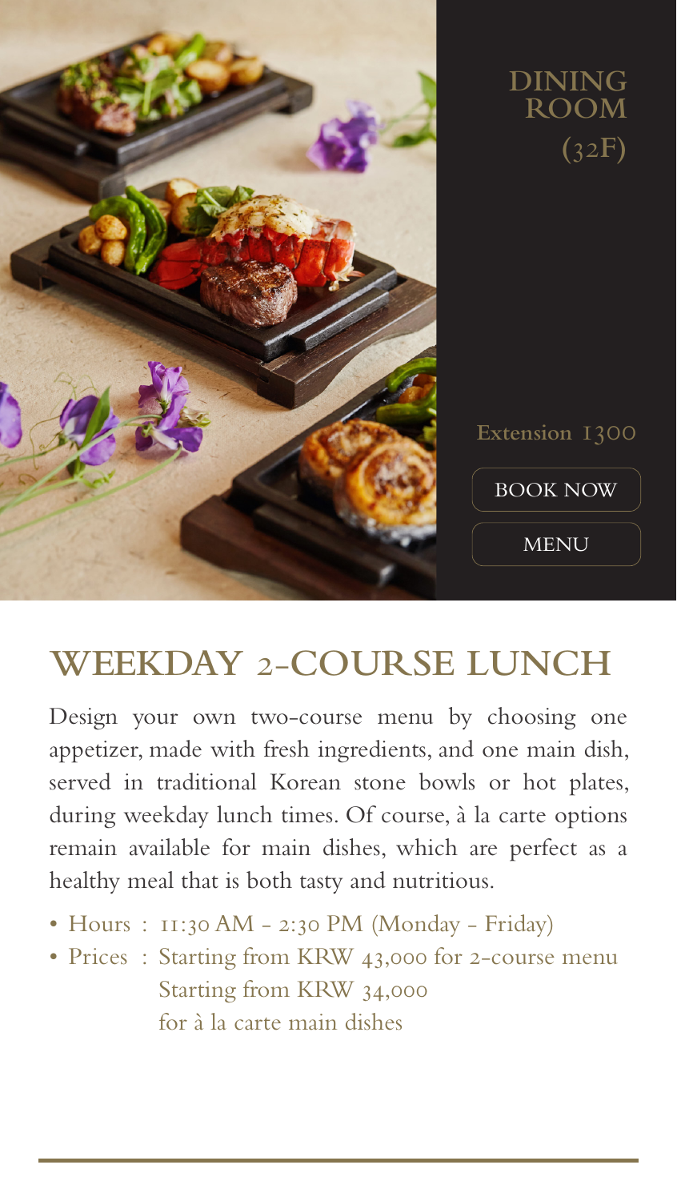# DINING ROOM (32F)

Extension 1300

BOOK NOW

MENU

## WEEKDAY 2-COURSE LUNCH

Design your own two-course menu by choosing one appetizer, made with fresh ingredients, and one main dish, served in traditional Korean stone bowls or hot plates, during weekday lunch times. Of course, à la carte options remain available for main dishes, which are perfect as a healthy meal that is both tasty and nutritious.

- Hours : 11:30 AM - 2:30 PM (Monday - Friday)
- Prices : Starting from KRW 43,000 for 2-course menu
  Starting from KRW 34,000
  for à la carte main dishes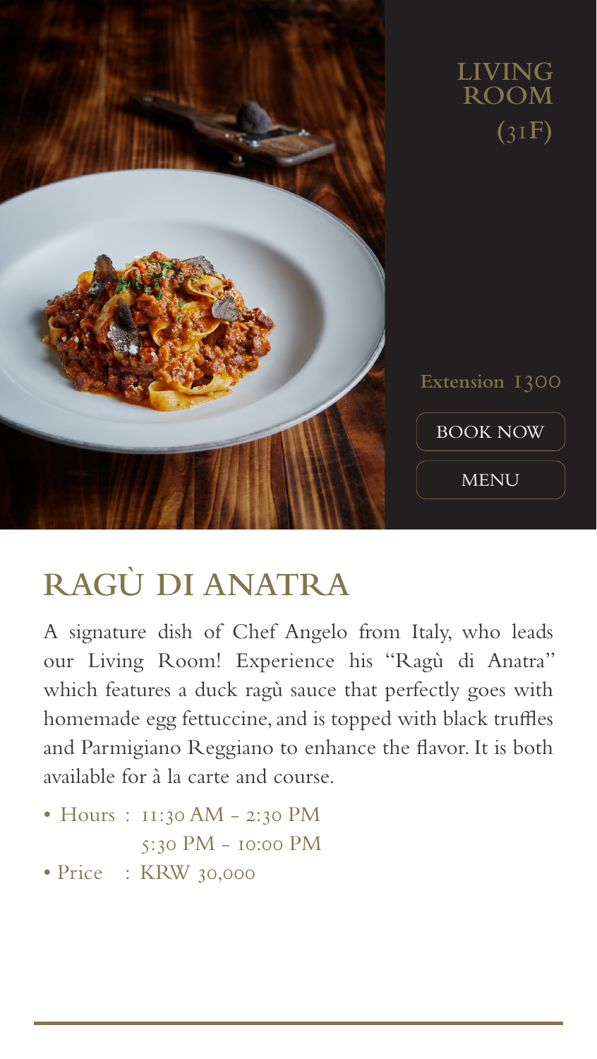LIVING ROOM (31F)

Extension 1300

BOOK NOW

MENU

## RAGÙ DI ANATRA

A signature dish of Chef Angelo from Italy, who leads our Living Room! Experience his "Ragù di Anatra" which features a duck ragù sauce that perfectly goes with homemade egg fettuccine, and is topped with black truffles and Parmigiano Reggiano to enhance the flavor. It is both available for à la carte and course.

- Hours : 11:30 AM - 2:30 PM
  5:30 PM - 10:00 PM
- Price : KRW 30,000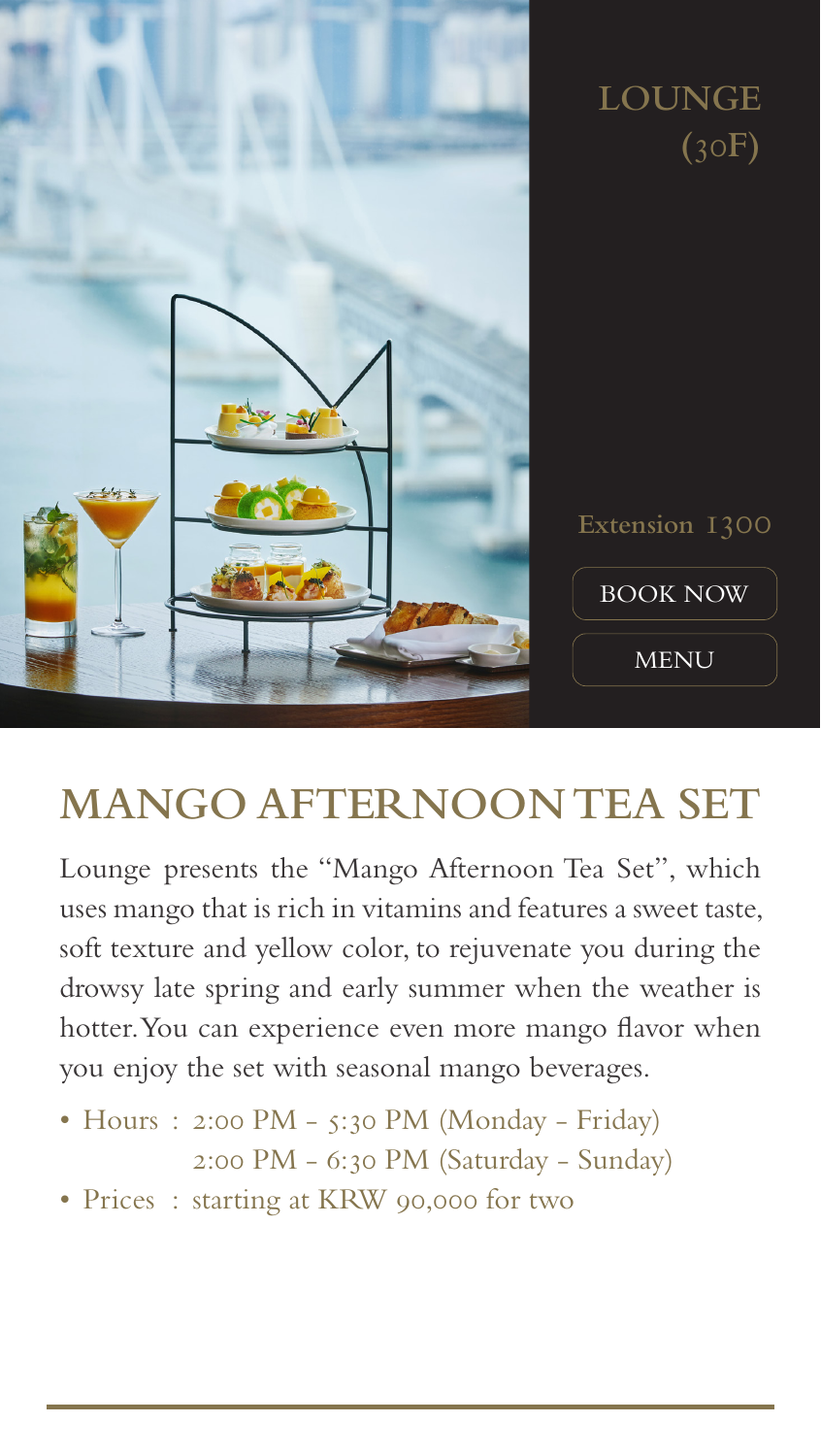## LOUNGE (30F)

Extension 1300

BOOK NOW

MENU

# MANGO AFTERNOON TEA SET

Lounge presents the "Mango Afternoon Tea Set", which uses mango that is rich in vitamins and features a sweet taste, soft texture and yellow color, to rejuvenate you during the drowsy late spring and early summer when the weather is hotter. You can experience even more mango flavor when you enjoy the set with seasonal mango beverages.

- Hours : 2:00 PM - 5:30 PM (Monday - Friday)
  2:00 PM - 6:30 PM (Saturday - Sunday)
- Prices : starting at KRW 90,000 for two